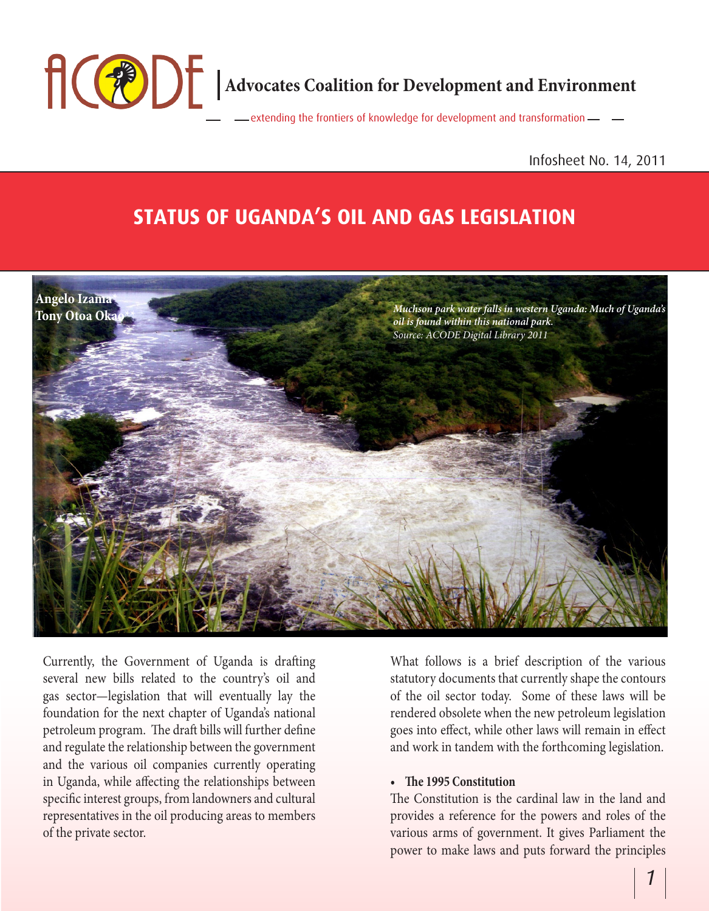# Advocates Coalition for Development and Environment

extending the frontiers of knowledge for development and transformation

Infosheet No. 14, 2011

## STATUS OF UGANDA'S OIL AND GAS LEGISLATION

**Angelo Izama***
**Tony Otoa Okao****

*Muchson park water falls in western Uganda: Much of Uganda's oil is found within this national park.*
*Source: ACODE Digital Library 2011*

Currently, the Government of Uganda is drafting several new bills related to the country's oil and gas sector—legislation that will eventually lay the foundation for the next chapter of Uganda's national petroleum program. The draft bills will further define and regulate the relationship between the government and the various oil companies currently operating in Uganda, while affecting the relationships between specific interest groups, from landowners and cultural representatives in the oil producing areas to members of the private sector.

What follows is a brief description of the various statutory documents that currently shape the contours of the oil sector today. Some of these laws will be rendered obsolete when the new petroleum legislation goes into effect, while other laws will remain in effect and work in tandem with the forthcoming legislation.

- **The 1995 Constitution**

The Constitution is the cardinal law in the land and provides a reference for the powers and roles of the various arms of government. It gives Parliament the power to make laws and puts forward the principles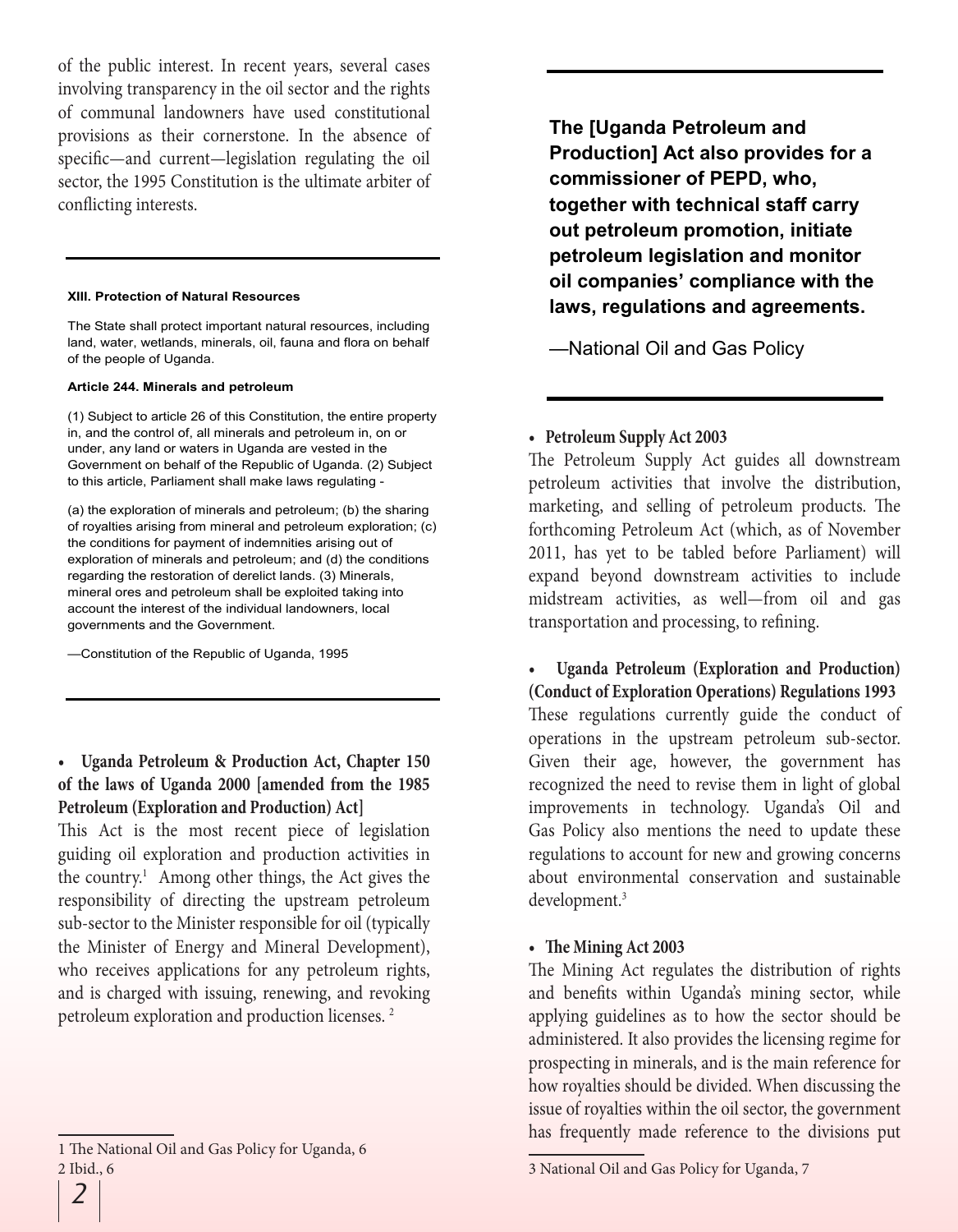of the public interest. In recent years, several cases involving transparency in the oil sector and the rights of communal landowners have used constitutional provisions as their cornerstone. In the absence of specific—and current—legislation regulating the oil sector, the 1995 Constitution is the ultimate arbiter of conflicting interests.

> **XIII. Protection of Natural Resources**
>
> The State shall protect important natural resources, including land, water, wetlands, minerals, oil, fauna and flora on behalf of the people of Uganda.
>
> **Article 244. Minerals and petroleum**
>
> (1) Subject to article 26 of this Constitution, the entire property in, and the control of, all minerals and petroleum in, on or under, any land or waters in Uganda are vested in the Government on behalf of the Republic of Uganda. (2) Subject to this article, Parliament shall make laws regulating -
>
> (a) the exploration of minerals and petroleum; (b) the sharing of royalties arising from mineral and petroleum exploration; (c) the conditions for payment of indemnities arising out of exploration of minerals and petroleum; and (d) the conditions regarding the restoration of derelict lands. (3) Minerals, mineral ores and petroleum shall be exploited taking into account the interest of the individual landowners, local governments and the Government.
>
> —Constitution of the Republic of Uganda, 1995

- **Uganda Petroleum & Production Act, Chapter 150 of the laws of Uganda 2000 [amended from the 1985 Petroleum (Exploration and Production) Act]**

This Act is the most recent piece of legislation guiding oil exploration and production activities in the country.[1] Among other things, the Act gives the responsibility of directing the upstream petroleum sub-sector to the Minister responsible for oil (typically the Minister of Energy and Mineral Development), who receives applications for any petroleum rights, and is charged with issuing, renewing, and revoking petroleum exploration and production licenses.[2]

> **The [Uganda Petroleum and Production] Act also provides for a commissioner of PEPD, who, together with technical staff carry out petroleum promotion, initiate petroleum legislation and monitor oil companies' compliance with the laws, regulations and agreements.**
>
> —National Oil and Gas Policy

- **Petroleum Supply Act 2003**

The Petroleum Supply Act guides all downstream petroleum activities that involve the distribution, marketing, and selling of petroleum products. The forthcoming Petroleum Act (which, as of November 2011, has yet to be tabled before Parliament) will expand beyond downstream activities to include midstream activities, as well—from oil and gas transportation and processing, to refining.

- **Uganda Petroleum (Exploration and Production) (Conduct of Exploration Operations) Regulations 1993**

These regulations currently guide the conduct of operations in the upstream petroleum sub-sector. Given their age, however, the government has recognized the need to revise them in light of global improvements in technology. Uganda's Oil and Gas Policy also mentions the need to update these regulations to account for new and growing concerns about environmental conservation and sustainable development.[3]

- **The Mining Act 2003**

The Mining Act regulates the distribution of rights and benefits within Uganda's mining sector, while applying guidelines as to how the sector should be administered. It also provides the licensing regime for prospecting in minerals, and is the main reference for how royalties should be divided. When discussing the issue of royalties within the oil sector, the government has frequently made reference to the divisions put

---

1 The National Oil and Gas Policy for Uganda, 6

2 Ibid., 6

3 National Oil and Gas Policy for Uganda, 7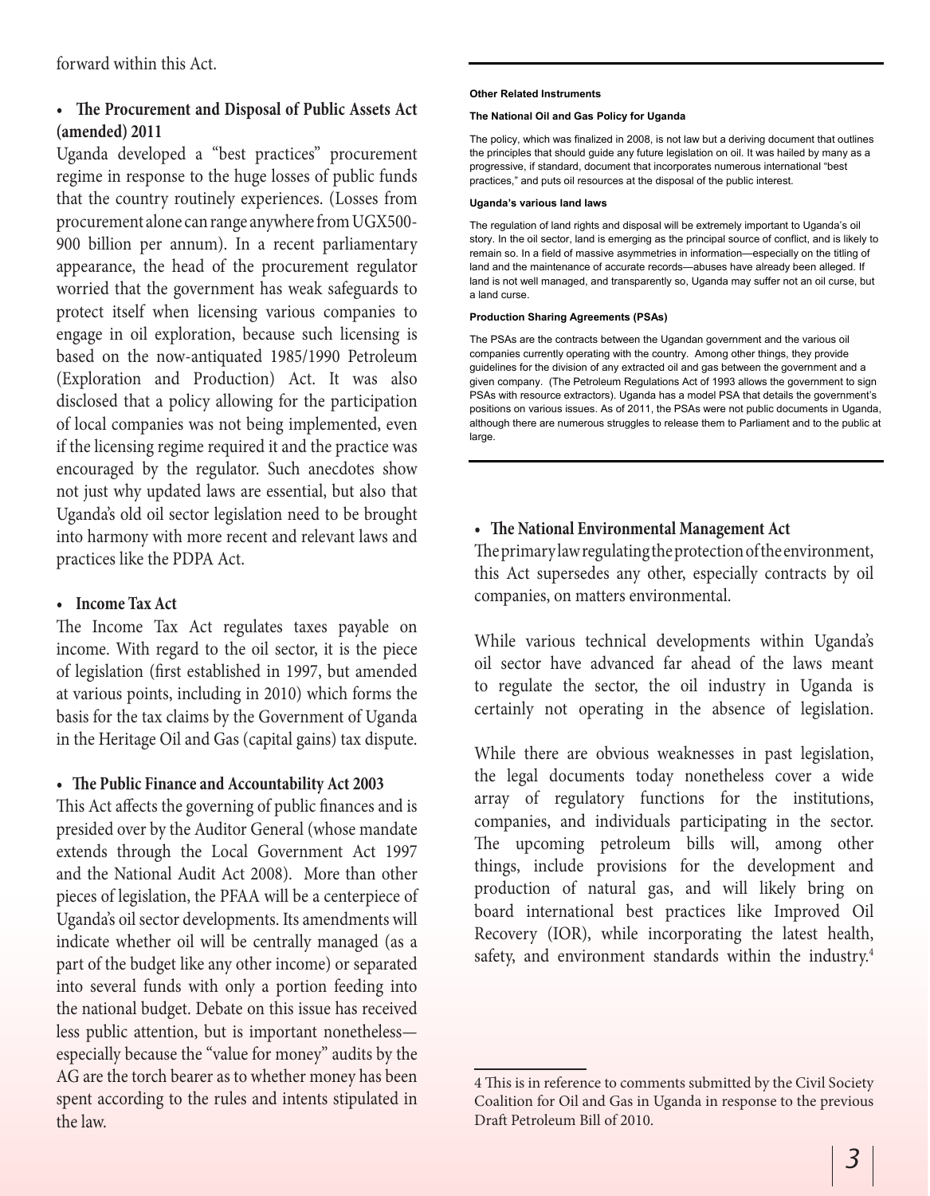forward within this Act.

- **The Procurement and Disposal of Public Assets Act (amended) 2011**

Uganda developed a "best practices" procurement regime in response to the huge losses of public funds that the country routinely experiences. (Losses from procurement alone can range anywhere from UGX500-900 billion per annum). In a recent parliamentary appearance, the head of the procurement regulator worried that the government has weak safeguards to protect itself when licensing various companies to engage in oil exploration, because such licensing is based on the now-antiquated 1985/1990 Petroleum (Exploration and Production) Act. It was also disclosed that a policy allowing for the participation of local companies was not being implemented, even if the licensing regime required it and the practice was encouraged by the regulator. Such anecdotes show not just why updated laws are essential, but also that Uganda's old oil sector legislation need to be brought into harmony with more recent and relevant laws and practices like the PDPA Act.

- **Income Tax Act**

The Income Tax Act regulates taxes payable on income. With regard to the oil sector, it is the piece of legislation (first established in 1997, but amended at various points, including in 2010) which forms the basis for the tax claims by the Government of Uganda in the Heritage Oil and Gas (capital gains) tax dispute.

- **The Public Finance and Accountability Act 2003**

This Act affects the governing of public finances and is presided over by the Auditor General (whose mandate extends through the Local Government Act 1997 and the National Audit Act 2008). More than other pieces of legislation, the PFAA will be a centerpiece of Uganda's oil sector developments. Its amendments will indicate whether oil will be centrally managed (as a part of the budget like any other income) or separated into several funds with only a portion feeding into the national budget. Debate on this issue has received less public attention, but is important nonetheless—especially because the "value for money" audits by the AG are the torch bearer as to whether money has been spent according to the rules and intents stipulated in the law.

---

**Other Related Instruments**

**The National Oil and Gas Policy for Uganda**

The policy, which was finalized in 2008, is not law but a deriving document that outlines the principles that should guide any future legislation on oil. It was hailed by many as a progressive, if standard, document that incorporates numerous international "best practices," and puts oil resources at the disposal of the public interest.

**Uganda's various land laws**

The regulation of land rights and disposal will be extremely important to Uganda's oil story. In the oil sector, land is emerging as the principal source of conflict, and is likely to remain so. In a field of massive asymmetries in information—especially on the titling of land and the maintenance of accurate records—abuses have already been alleged. If land is not well managed, and transparently so, Uganda may suffer not an oil curse, but a land curse.

**Production Sharing Agreements (PSAs)**

The PSAs are the contracts between the Ugandan government and the various oil companies currently operating with the country. Among other things, they provide guidelines for the division of any extracted oil and gas between the government and a given company. (The Petroleum Regulations Act of 1993 allows the government to sign PSAs with resource extractors). Uganda has a model PSA that details the government's positions on various issues. As of 2011, the PSAs were not public documents in Uganda, although there are numerous struggles to release them to Parliament and to the public at large.

---

- **The National Environmental Management Act**

The primary law regulating the protection of the environment, this Act supersedes any other, especially contracts by oil companies, on matters environmental.

While various technical developments within Uganda's oil sector have advanced far ahead of the laws meant to regulate the sector, the oil industry in Uganda is certainly not operating in the absence of legislation.

While there are obvious weaknesses in past legislation, the legal documents today nonetheless cover a wide array of regulatory functions for the institutions, companies, and individuals participating in the sector. The upcoming petroleum bills will, among other things, include provisions for the development and production of natural gas, and will likely bring on board international best practices like Improved Oil Recovery (IOR), while incorporating the latest health, safety, and environment standards within the industry.[4]

4 This is in reference to comments submitted by the Civil Society Coalition for Oil and Gas in Uganda in response to the previous Draft Petroleum Bill of 2010.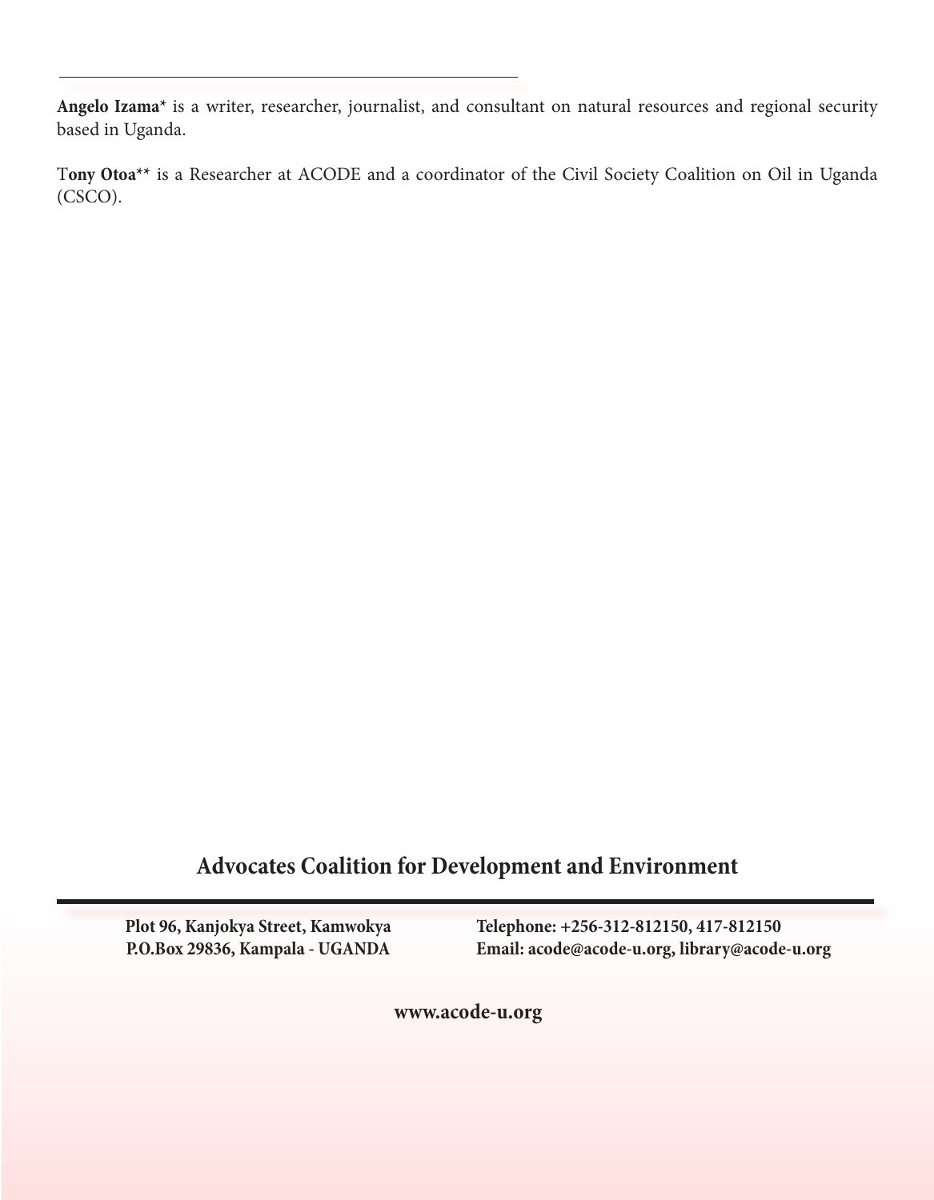---

**Angelo Izama*** is a writer, researcher, journalist, and consultant on natural resources and regional security based in Uganda.

**Tony Otoa**** is a Researcher at ACODE and a coordinator of the Civil Society Coalition on Oil in Uganda (CSCO).

## Advocates Coalition for Development and Environment

**Plot 96, Kanjokya Street, Kamwokya**
**P.O.Box 29836, Kampala - UGANDA**

**Telephone: +256-312-812150, 417-812150**
**Email: acode@acode-u.org, library@acode-u.org**

**www.acode-u.org**